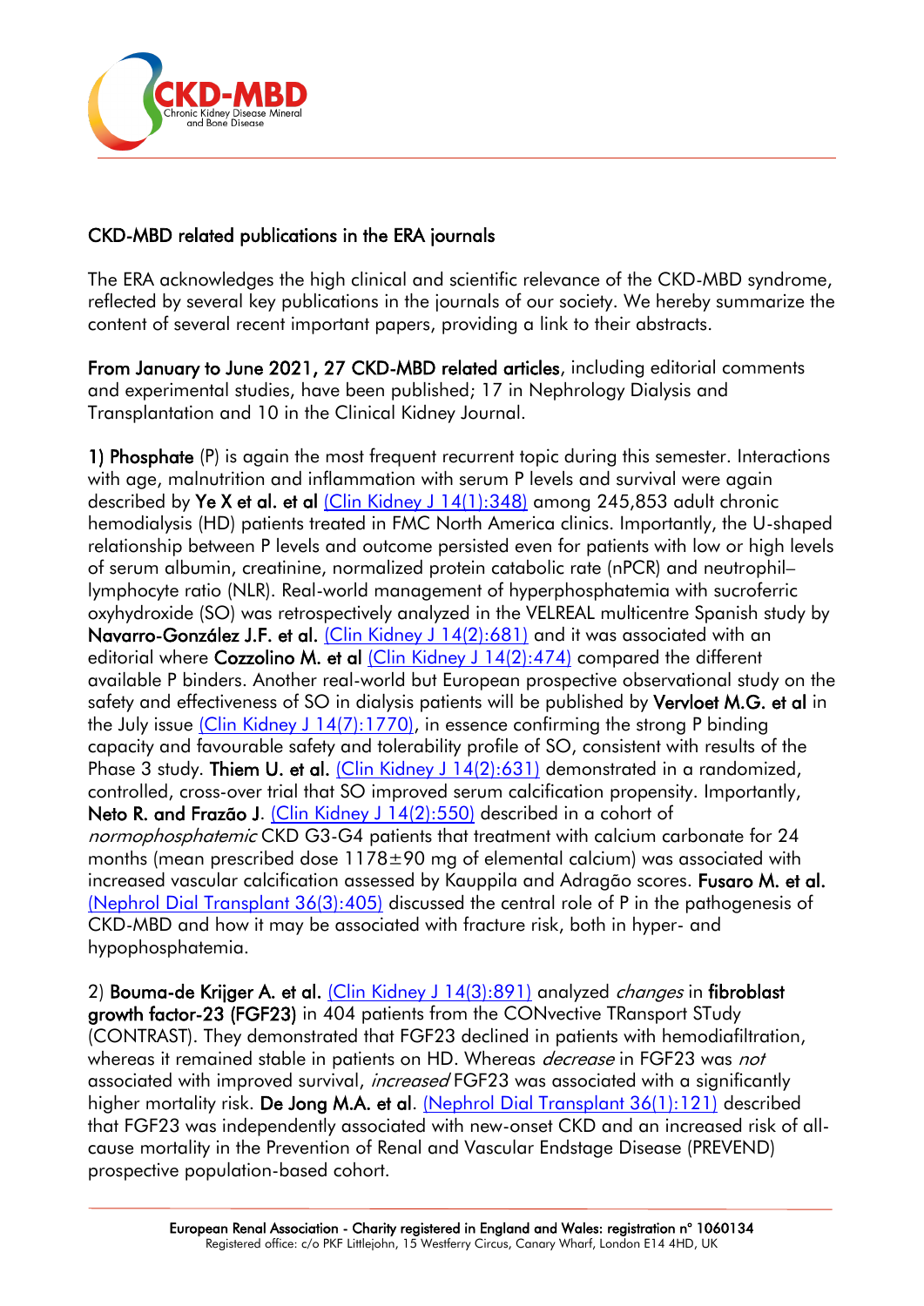## CKD-MBD related publications in the ERA journals

The ERA acknowledges the high clinical and scientific relevance of the CKD-MBD syndrome, reflected by several key publications in the journals of our society. We hereby summarize the content of several recent important papers, providing a link to their abstracts.

**From January to June 2021, 27 CKD-MBD related articles**, including editorial comments and experimental studies, have been published; 17 in Nephrology Dialysis and Transplantation and 10 in the Clinical Kidney Journal.

**1) Phosphate** (P) is again the most frequent recurrent topic during this semester. Interactions with age, malnutrition and inflammation with serum P levels and survival were again described by **Ye X et al. et al** [Clin Kidney J 14(1):348] among 245,853 adult chronic hemodialysis (HD) patients treated in FMC North America clinics. Importantly, the U-shaped relationship between P levels and outcome persisted even for patients with low or high levels of serum albumin, creatinine, normalized protein catabolic rate (nPCR) and neutrophil–lymphocyte ratio (NLR). Real-world management of hyperphosphatemia with sucroferric oxyhydroxide (SO) was retrospectively analyzed in the VELREAL multicentre Spanish study by **Navarro-González J.F. et al.** [Clin Kidney J 14(2):681] and it was associated with an editorial where **Cozzolino M. et al** [Clin Kidney J 14(2):474] compared the different available P binders. Another real-world but European prospective observational study on the safety and effectiveness of SO in dialysis patients will be published by **Vervloet M.G. et al** in the July issue [Clin Kidney J 14(7):1770], in essence confirming the strong P binding capacity and favourable safety and tolerability profile of SO, consistent with results of the Phase 3 study. **Thiem U. et al.** [Clin Kidney J 14(2):631] demonstrated in a randomized, controlled, cross-over trial that SO improved serum calcification propensity. Importantly, **Neto R. and Frazão J**. [Clin Kidney J 14(2):550] described in a cohort of *normophosphatemic* CKD G3-G4 patients that treatment with calcium carbonate for 24 months (mean prescribed dose 1178±90 mg of elemental calcium) was associated with increased vascular calcification assessed by Kauppila and Adragão scores. **Fusaro M. et al.** [Nephrol Dial Transplant 36(3):405] discussed the central role of P in the pathogenesis of CKD-MBD and how it may be associated with fracture risk, both in hyper- and hypophosphatemia.

2) **Bouma-de Krijger A. et al.** [Clin Kidney J 14(3):891] analyzed *changes* in **fibroblast growth factor-23 (FGF23)** in 404 patients from the CONvective TRansport STudy (CONTRAST). They demonstrated that FGF23 declined in patients with hemodiafiltration, whereas it remained stable in patients on HD. Whereas *decrease* in FGF23 was *not* associated with improved survival, *increased* FGF23 was associated with a significantly higher mortality risk. **De Jong M.A. et al**. [Nephrol Dial Transplant 36(1):121] described that FGF23 was independently associated with new-onset CKD and an increased risk of all-cause mortality in the Prevention of Renal and Vascular Endstage Disease (PREVEND) prospective population-based cohort.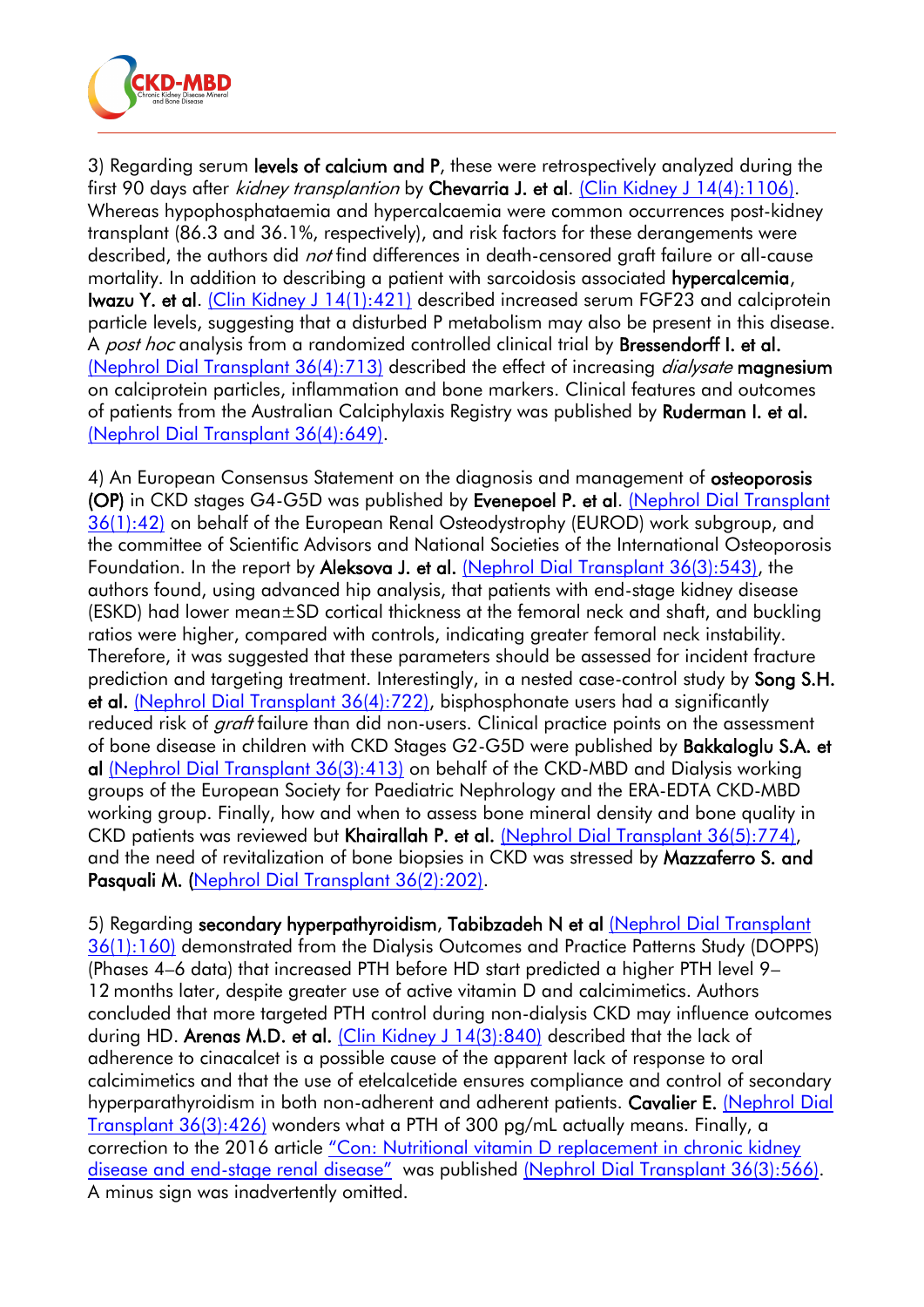3) Regarding serum **levels of calcium and P**, these were retrospectively analyzed during the first 90 days after *kidney transplantion* by **Chevarria J. et al**. [(Clin Kidney J 14(4):1106)](). Whereas hypophosphataemia and hypercalcaemia were common occurrences post-kidney transplant (86.3 and 36.1%, respectively), and risk factors for these derangements were described, the authors did *not* find differences in death-censored graft failure or all-cause mortality. In addition to describing a patient with sarcoidosis associated **hypercalcemia**, **Iwazu Y. et al**. [(Clin Kidney J 14(1):421)]() described increased serum FGF23 and calciprotein particle levels, suggesting that a disturbed P metabolism may also be present in this disease. A *post hoc* analysis from a randomized controlled clinical trial by **Bressendorff I. et al.** [(Nephrol Dial Transplant 36(4):713)]() described the effect of increasing *dialysate* **magnesium** on calciprotein particles, inflammation and bone markers. Clinical features and outcomes of patients from the Australian Calciphylaxis Registry was published by **Ruderman I. et al.** [(Nephrol Dial Transplant 36(4):649)]().

4) An European Consensus Statement on the diagnosis and management of **osteoporosis (OP)** in CKD stages G4-G5D was published by **Evenepoel P. et al**. [(Nephrol Dial Transplant 36(1):42)]() on behalf of the European Renal Osteodystrophy (EUROD) work subgroup, and the committee of Scientific Advisors and National Societies of the International Osteoporosis Foundation. In the report by **Aleksova J. et al.** [(Nephrol Dial Transplant 36(3):543)](), the authors found, using advanced hip analysis, that patients with end-stage kidney disease (ESKD) had lower mean±SD cortical thickness at the femoral neck and shaft, and buckling ratios were higher, compared with controls, indicating greater femoral neck instability. Therefore, it was suggested that these parameters should be assessed for incident fracture prediction and targeting treatment. Interestingly, in a nested case-control study by **Song S.H. et al.** [(Nephrol Dial Transplant 36(4):722)](), bisphosphonate users had a significantly reduced risk of *graft* failure than did non-users. Clinical practice points on the assessment of bone disease in children with CKD Stages G2-G5D were published by **Bakkaloglu S.A. et al** [(Nephrol Dial Transplant 36(3):413)]() on behalf of the CKD-MBD and Dialysis working groups of the European Society for Paediatric Nephrology and the ERA-EDTA CKD-MBD working group. Finally, how and when to assess bone mineral density and bone quality in CKD patients was reviewed but **Khairallah P. et al.** [(Nephrol Dial Transplant 36(5):774)](), and the need of revitalization of bone biopsies in CKD was stressed by **Mazzaferro S. and Pasquali M.** ([Nephrol Dial Transplant 36(2):202)]().

5) Regarding **secondary hyperpathyroidism**, **Tabibzadeh N et al** [(Nephrol Dial Transplant 36(1):160)]() demonstrated from the Dialysis Outcomes and Practice Patterns Study (DOPPS) (Phases 4–6 data) that increased PTH before HD start predicted a higher PTH level 9–12 months later, despite greater use of active vitamin D and calcimimetics. Authors concluded that more targeted PTH control during non-dialysis CKD may influence outcomes during HD. **Arenas M.D. et al.** [(Clin Kidney J 14(3):840)]() described that the lack of adherence to cinacalcet is a possible cause of the apparent lack of response to oral calcimimetics and that the use of etelcalcetide ensures compliance and control of secondary hyperparathyroidism in both non-adherent and adherent patients. **Cavalier E.** [(Nephrol Dial Transplant 36(3):426)]() wonders what a PTH of 300 pg/mL actually means. Finally, a correction to the 2016 article ["Con: Nutritional vitamin D replacement in chronic kidney disease and end-stage renal disease"]() was published [(Nephrol Dial Transplant 36(3):566)](). A minus sign was inadvertently omitted.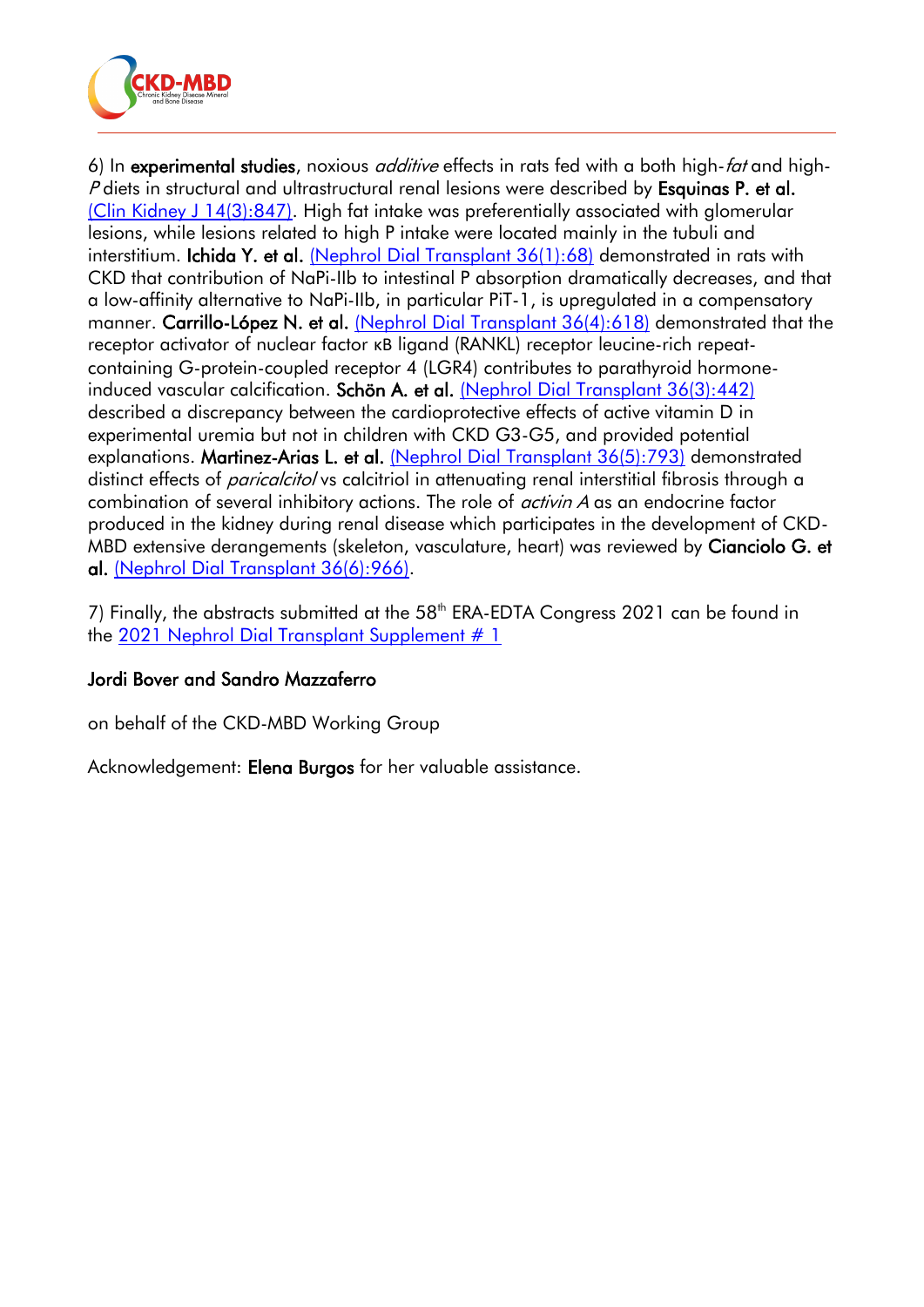6) In **experimental studies**, noxious *additive* effects in rats fed with a both high-*fat* and high-*P* diets in structural and ultrastructural renal lesions were described by **Esquinas P. et al.** (Clin Kidney J 14(3):847). High fat intake was preferentially associated with glomerular lesions, while lesions related to high P intake were located mainly in the tubuli and interstitium. **Ichida Y. et al.** (Nephrol Dial Transplant 36(1):68) demonstrated in rats with CKD that contribution of NaPi-IIb to intestinal P absorption dramatically decreases, and that a low-affinity alternative to NaPi-IIb, in particular PiT-1, is upregulated in a compensatory manner. **Carrillo-López N. et al.** (Nephrol Dial Transplant 36(4):618) demonstrated that the receptor activator of nuclear factor κB ligand (RANKL) receptor leucine-rich repeat-containing G-protein-coupled receptor 4 (LGR4) contributes to parathyroid hormone-induced vascular calcification. **Schön A. et al.** (Nephrol Dial Transplant 36(3):442) described a discrepancy between the cardioprotective effects of active vitamin D in experimental uremia but not in children with CKD G3-G5, and provided potential explanations. **Martinez-Arias L. et al.** (Nephrol Dial Transplant 36(5):793) demonstrated distinct effects of *paricalcitol* vs calcitriol in attenuating renal interstitial fibrosis through a combination of several inhibitory actions. The role of *activin A* as an endocrine factor produced in the kidney during renal disease which participates in the development of CKD-MBD extensive derangements (skeleton, vasculature, heart) was reviewed by **Cianciolo G. et al.** (Nephrol Dial Transplant 36(6):966).

7) Finally, the abstracts submitted at the 58th ERA-EDTA Congress 2021 can be found in the 2021 Nephrol Dial Transplant Supplement # 1

**Jordi Bover and Sandro Mazzaferro**

on behalf of the CKD-MBD Working Group

Acknowledgement: **Elena Burgos** for her valuable assistance.